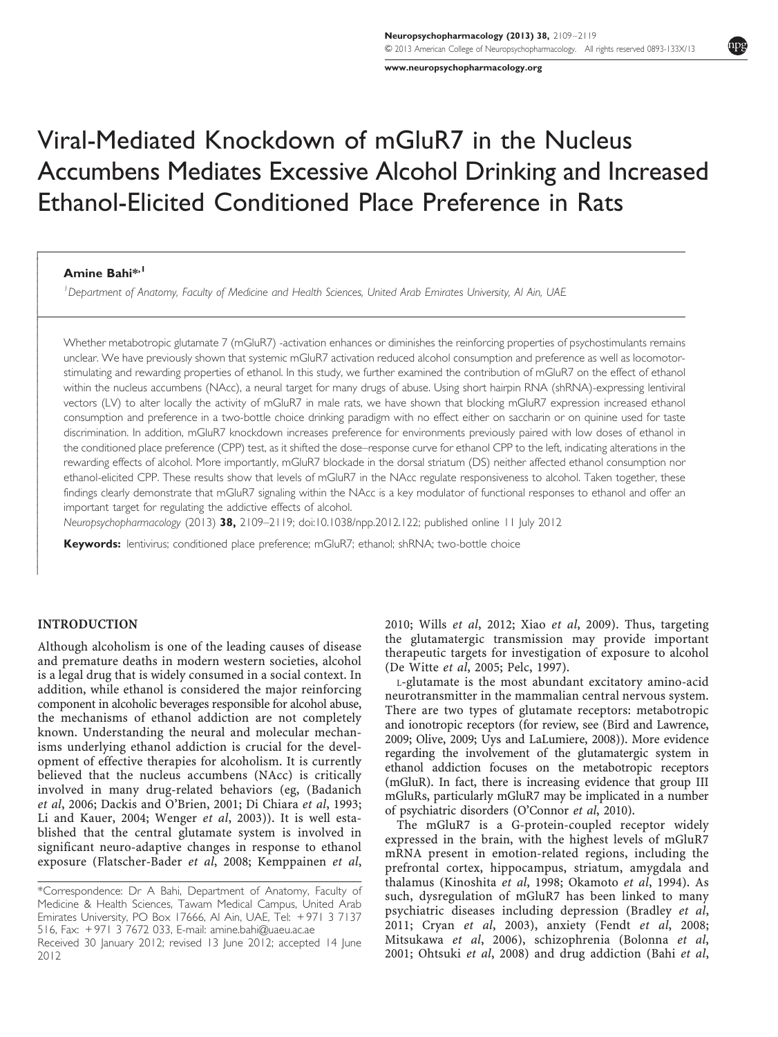# Viral-Mediated Knockdown of mGluR7 in the Nucleus Accumbens Mediates Excessive Alcohol Drinking and Increased Ethanol-Elicited Conditioned Place Preference in Rats

**Amine Bahi***[,1]

[1]Department of Anatomy, Faculty of Medicine and Health Sciences, United Arab Emirates University, Al Ain, UAE

Whether metabotropic glutamate 7 (mGluR7) -activation enhances or diminishes the reinforcing properties of psychostimulants remains unclear. We have previously shown that systemic mGluR7 activation reduced alcohol consumption and preference as well as locomotor-stimulating and rewarding properties of ethanol. In this study, we further examined the contribution of mGluR7 on the effect of ethanol within the nucleus accumbens (NAcc), a neural target for many drugs of abuse. Using short hairpin RNA (shRNA)-expressing lentiviral vectors (LV) to alter locally the activity of mGluR7 in male rats, we have shown that blocking mGluR7 expression increased ethanol consumption and preference in a two-bottle choice drinking paradigm with no effect either on saccharin or on quinine used for taste discrimination. In addition, mGluR7 knockdown increases preference for environments previously paired with low doses of ethanol in the conditioned place preference (CPP) test, as it shifted the dose–response curve for ethanol CPP to the left, indicating alterations in the rewarding effects of alcohol. More importantly, mGluR7 blockade in the dorsal striatum (DS) neither affected ethanol consumption nor ethanol-elicited CPP. These results show that levels of mGluR7 in the NAcc regulate responsiveness to alcohol. Taken together, these findings clearly demonstrate that mGluR7 signaling within the NAcc is a key modulator of functional responses to ethanol and offer an important target for regulating the addictive effects of alcohol.

*Neuropsychopharmacology* (2013) **38,** 2109–2119; doi:10.1038/npp.2012.122; published online 11 July 2012

**Keywords:** lentivirus; conditioned place preference; mGluR7; ethanol; shRNA; two-bottle choice

## INTRODUCTION

Although alcoholism is one of the leading causes of disease and premature deaths in modern western societies, alcohol is a legal drug that is widely consumed in a social context. In addition, while ethanol is considered the major reinforcing component in alcoholic beverages responsible for alcohol abuse, the mechanisms of ethanol addiction are not completely known. Understanding the neural and molecular mechanisms underlying ethanol addiction is crucial for the development of effective therapies for alcoholism. It is currently believed that the nucleus accumbens (NAcc) is critically involved in many drug-related behaviors (eg, (Badanich *et al*, 2006; Dackis and O'Brien, 2001; Di Chiara *et al*, 1993; Li and Kauer, 2004; Wenger *et al*, 2003)). It is well established that the central glutamate system is involved in significant neuro-adaptive changes in response to ethanol exposure (Flatscher-Bader *et al*, 2008; Kemppainen *et al*, 2010; Wills *et al*, 2012; Xiao *et al*, 2009). Thus, targeting the glutamatergic transmission may provide important therapeutic targets for investigation of exposure to alcohol (De Witte *et al*, 2005; Pelc, 1997).

L-glutamate is the most abundant excitatory amino-acid neurotransmitter in the mammalian central nervous system. There are two types of glutamate receptors: metabotropic and ionotropic receptors (for review, see (Bird and Lawrence, 2009; Olive, 2009; Uys and LaLumiere, 2008)). More evidence regarding the involvement of the glutamatergic system in ethanol addiction focuses on the metabotropic receptors (mGluR). In fact, there is increasing evidence that group III mGluRs, particularly mGluR7 may be implicated in a number of psychiatric disorders (O'Connor *et al*, 2010).

The mGluR7 is a G-protein-coupled receptor widely expressed in the brain, with the highest levels of mGluR7 mRNA present in emotion-related regions, including the prefrontal cortex, hippocampus, striatum, amygdala and thalamus (Kinoshita *et al*, 1998; Okamoto *et al*, 1994). As such, dysregulation of mGluR7 has been linked to many psychiatric diseases including depression (Bradley *et al*, 2011; Cryan *et al*, 2003), anxiety (Fendt *et al*, 2008; Mitsukawa *et al*, 2006), schizophrenia (Bolonna *et al*, 2001; Ohtsuki *et al*, 2008) and drug addiction (Bahi *et al*,

*Correspondence: Dr A Bahi, Department of Anatomy, Faculty of Medicine & Health Sciences, Tawam Medical Campus, United Arab Emirates University, PO Box 17666, Al Ain, UAE, Tel: +971 3 7137 516, Fax: +971 3 7672 033, E-mail: amine.bahi@uaeu.ac.ae

Received 30 January 2012; revised 13 June 2012; accepted 14 June 2012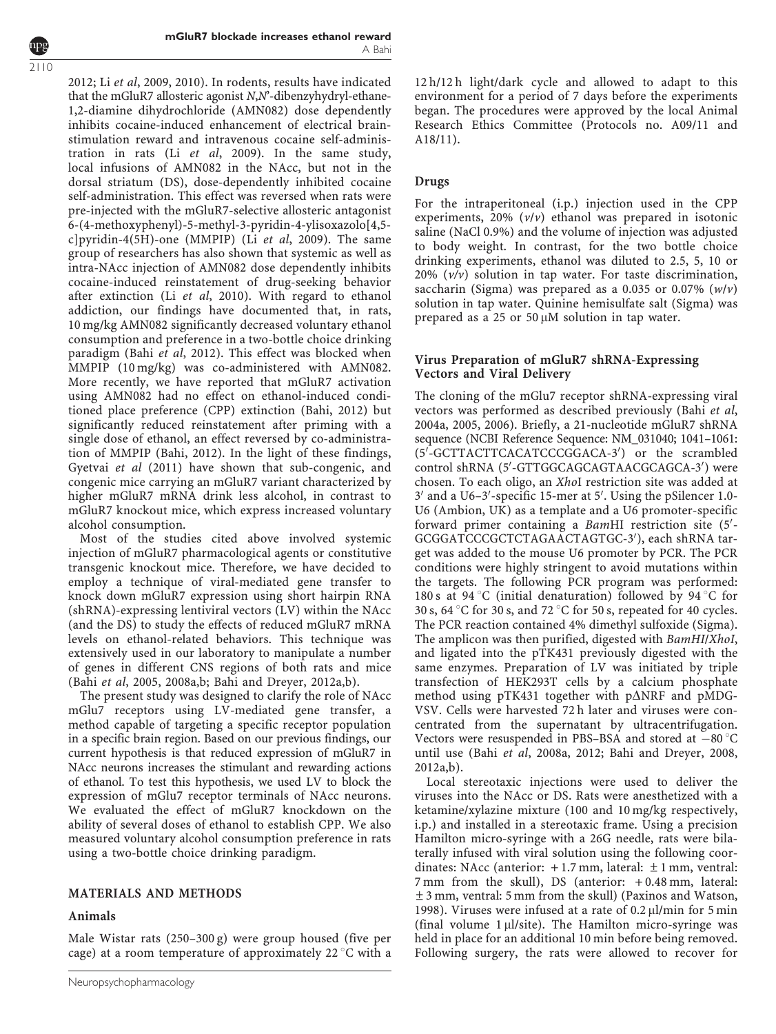2012; Li *et al*, 2009, 2010). In rodents, results have indicated that the mGluR7 allosteric agonist *N*,*N*′-dibenzyhydryl-ethane-1,2-diamine dihydrochloride (AMN082) dose dependently inhibits cocaine-induced enhancement of electrical brain-stimulation reward and intravenous cocaine self-administration in rats (Li *et al*, 2009). In the same study, local infusions of AMN082 in the NAcc, but not in the dorsal striatum (DS), dose-dependently inhibited cocaine self-administration. This effect was reversed when rats were pre-injected with the mGluR7-selective allosteric antagonist 6-(4-methoxyphenyl)-5-methyl-3-pyridin-4-ylisoxazolo[4,5-c]pyridin-4(5H)-one (MMPIP) (Li *et al*, 2009). The same group of researchers has also shown that systemic as well as intra-NAcc injection of AMN082 dose dependently inhibits cocaine-induced reinstatement of drug-seeking behavior after extinction (Li *et al*, 2010). With regard to ethanol addiction, our findings have documented that, in rats, 10 mg/kg AMN082 significantly decreased voluntary ethanol consumption and preference in a two-bottle choice drinking paradigm (Bahi *et al*, 2012). This effect was blocked when MMPIP (10 mg/kg) was co-administered with AMN082. More recently, we have reported that mGluR7 activation using AMN082 had no effect on ethanol-induced conditioned place preference (CPP) extinction (Bahi, 2012) but significantly reduced reinstatement after priming with a single dose of ethanol, an effect reversed by co-administration of MMPIP (Bahi, 2012). In the light of these findings, Gyetvai *et al* (2011) have shown that sub-congenic, and congenic mice carrying an mGluR7 variant characterized by higher mGluR7 mRNA drink less alcohol, in contrast to mGluR7 knockout mice, which express increased voluntary alcohol consumption.

Most of the studies cited above involved systemic injection of mGluR7 pharmacological agents or constitutive transgenic knockout mice. Therefore, we have decided to employ a technique of viral-mediated gene transfer to knock down mGluR7 expression using short hairpin RNA (shRNA)-expressing lentiviral vectors (LV) within the NAcc (and the DS) to study the effects of reduced mGluR7 mRNA levels on ethanol-related behaviors. This technique was extensively used in our laboratory to manipulate a number of genes in different CNS regions of both rats and mice (Bahi *et al*, 2005, 2008a,b; Bahi and Dreyer, 2012a,b).

The present study was designed to clarify the role of NAcc mGlu7 receptors using LV-mediated gene transfer, a method capable of targeting a specific receptor population in a specific brain region. Based on our previous findings, our current hypothesis is that reduced expression of mGluR7 in NAcc neurons increases the stimulant and rewarding actions of ethanol. To test this hypothesis, we used LV to block the expression of mGlu7 receptor terminals of NAcc neurons. We evaluated the effect of mGluR7 knockdown on the ability of several doses of ethanol to establish CPP. We also measured voluntary alcohol consumption preference in rats using a two-bottle choice drinking paradigm.

## MATERIALS AND METHODS

### Animals

Male Wistar rats (250–300 g) were group housed (five per cage) at a room temperature of approximately 22 °C with a 12 h/12 h light/dark cycle and allowed to adapt to this environment for a period of 7 days before the experiments began. The procedures were approved by the local Animal Research Ethics Committee (Protocols no. A09/11 and A18/11).

### Drugs

For the intraperitoneal (i.p.) injection used in the CPP experiments, 20% (*v*/*v*) ethanol was prepared in isotonic saline (NaCl 0.9%) and the volume of injection was adjusted to body weight. In contrast, for the two bottle choice drinking experiments, ethanol was diluted to 2.5, 5, 10 or 20% (*v*/*v*) solution in tap water. For taste discrimination, saccharin (Sigma) was prepared as a 0.035 or 0.07% (*w*/*v*) solution in tap water. Quinine hemisulfate salt (Sigma) was prepared as a 25 or 50 μM solution in tap water.

### Virus Preparation of mGluR7 shRNA-Expressing Vectors and Viral Delivery

The cloning of the mGlu7 receptor shRNA-expressing viral vectors was performed as described previously (Bahi *et al*, 2004a, 2005, 2006). Briefly, a 21-nucleotide mGluR7 shRNA sequence (NCBI Reference Sequence: NM_031040; 1041–1061: (5′-GCTTACTTCACATCCCGGACA-3′) or the scrambled control shRNA (5′-GTTGGCAGCAGTAACGCAGCA-3′) were chosen. To each oligo, an *Xho*I restriction site was added at 3′ and a U6–3′-specific 15-mer at 5′. Using the pSilencer 1.0-U6 (Ambion, UK) as a template and a U6 promoter-specific forward primer containing a *Bam*HI restriction site (5′-GCGGATCCCGCTCTAGAACTAGTGC-3′), each shRNA target was added to the mouse U6 promoter by PCR. The PCR conditions were highly stringent to avoid mutations within the targets. The following PCR program was performed: 180 s at 94 °C (initial denaturation) followed by 94 °C for 30 s, 64 °C for 30 s, and 72 °C for 50 s, repeated for 40 cycles. The PCR reaction contained 4% dimethyl sulfoxide (Sigma). The amplicon was then purified, digested with *BamHI*/*XhoI*, and ligated into the pTK431 previously digested with the same enzymes. Preparation of LV was initiated by triple transfection of HEK293T cells by a calcium phosphate method using pTK431 together with pΔNRF and pMDG-VSV. Cells were harvested 72 h later and viruses were concentrated from the supernatant by ultracentrifugation. Vectors were resuspended in PBS–BSA and stored at −80 °C until use (Bahi *et al*, 2008a, 2012; Bahi and Dreyer, 2008, 2012a,b).

Local stereotaxic injections were used to deliver the viruses into the NAcc or DS. Rats were anesthetized with a ketamine/xylazine mixture (100 and 10 mg/kg respectively, i.p.) and installed in a stereotaxic frame. Using a precision Hamilton micro-syringe with a 26G needle, rats were bilaterally infused with viral solution using the following coordinates: NAcc (anterior: +1.7 mm, lateral: ±1 mm, ventral: 7 mm from the skull), DS (anterior: +0.48 mm, lateral: ±3 mm, ventral: 5 mm from the skull) (Paxinos and Watson, 1998). Viruses were infused at a rate of 0.2 μl/min for 5 min (final volume 1 μl/site). The Hamilton micro-syringe was held in place for an additional 10 min before being removed. Following surgery, the rats were allowed to recover for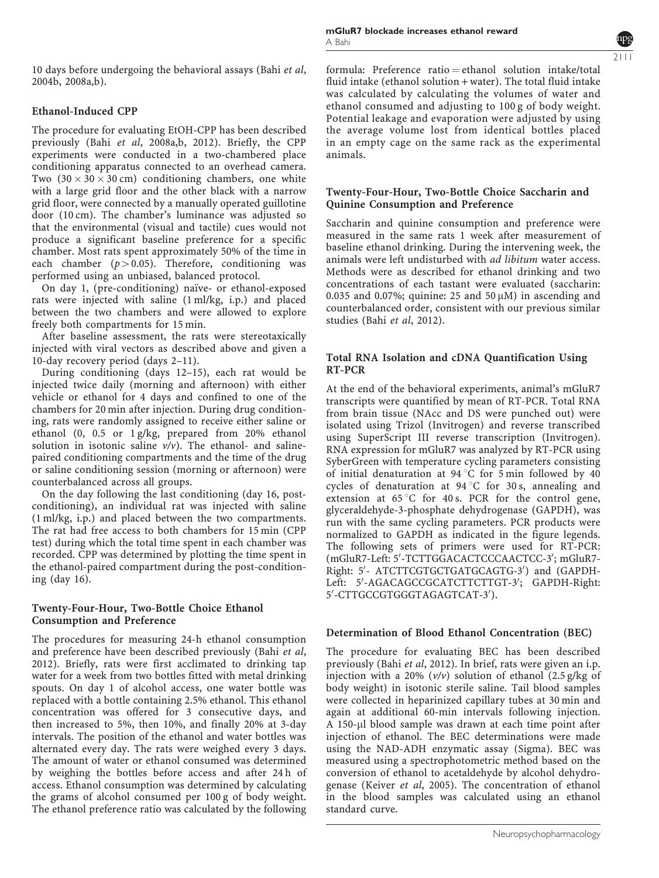10 days before undergoing the behavioral assays (Bahi *et al*, 2004b, 2008a,b).

### Ethanol-Induced CPP

The procedure for evaluating EtOH-CPP has been described previously (Bahi *et al*, 2008a,b, 2012). Briefly, the CPP experiments were conducted in a two-chambered place conditioning apparatus connected to an overhead camera. Two ($30 \times 30 \times 30$ cm) conditioning chambers, one white with a large grid floor and the other black with a narrow grid floor, were connected by a manually operated guillotine door (10 cm). The chamber's luminance was adjusted so that the environmental (visual and tactile) cues would not produce a significant baseline preference for a specific chamber. Most rats spent approximately 50% of the time in each chamber ($p > 0.05$). Therefore, conditioning was performed using an unbiased, balanced protocol.

On day 1, (pre-conditioning) naïve- or ethanol-exposed rats were injected with saline (1 ml/kg, i.p.) and placed between the two chambers and were allowed to explore freely both compartments for 15 min.

After baseline assessment, the rats were stereotaxically injected with viral vectors as described above and given a 10-day recovery period (days 2–11).

During conditioning (days 12–15), each rat would be injected twice daily (morning and afternoon) with either vehicle or ethanol for 4 days and confined to one of the chambers for 20 min after injection. During drug conditioning, rats were randomly assigned to receive either saline or ethanol (0, 0.5 or 1 g/kg, prepared from 20% ethanol solution in isotonic saline *v/v*). The ethanol- and saline-paired conditioning compartments and the time of the drug or saline conditioning session (morning or afternoon) were counterbalanced across all groups.

On the day following the last conditioning (day 16, post-conditioning), an individual rat was injected with saline (1 ml/kg, i.p.) and placed between the two compartments. The rat had free access to both chambers for 15 min (CPP test) during which the total time spent in each chamber was recorded. CPP was determined by plotting the time spent in the ethanol-paired compartment during the post-conditioning (day 16).

### Twenty-Four-Hour, Two-Bottle Choice Ethanol Consumption and Preference

The procedures for measuring 24-h ethanol consumption and preference have been described previously (Bahi *et al*, 2012). Briefly, rats were first acclimated to drinking tap water for a week from two bottles fitted with metal drinking spouts. On day 1 of alcohol access, one water bottle was replaced with a bottle containing 2.5% ethanol. This ethanol concentration was offered for 3 consecutive days, and then increased to 5%, then 10%, and finally 20% at 3-day intervals. The position of the ethanol and water bottles was alternated every day. The rats were weighed every 3 days. The amount of water or ethanol consumed was determined by weighing the bottles before access and after 24 h of access. Ethanol consumption was determined by calculating the grams of alcohol consumed per 100 g of body weight. The ethanol preference ratio was calculated by the following formula: Preference ratio = ethanol solution intake/total fluid intake (ethanol solution + water). The total fluid intake was calculated by calculating the volumes of water and ethanol consumed and adjusting to 100 g of body weight. Potential leakage and evaporation were adjusted by using the average volume lost from identical bottles placed in an empty cage on the same rack as the experimental animals.

### Twenty-Four-Hour, Two-Bottle Choice Saccharin and Quinine Consumption and Preference

Saccharin and quinine consumption and preference were measured in the same rats 1 week after measurement of baseline ethanol drinking. During the intervening week, the animals were left undisturbed with *ad libitum* water access. Methods were as described for ethanol drinking and two concentrations of each tastant were evaluated (saccharin: 0.035 and 0.07%; quinine: 25 and 50 μM) in ascending and counterbalanced order, consistent with our previous similar studies (Bahi *et al*, 2012).

### Total RNA Isolation and cDNA Quantification Using RT-PCR

At the end of the behavioral experiments, animal's mGluR7 transcripts were quantified by mean of RT-PCR. Total RNA from brain tissue (NAcc and DS were punched out) were isolated using Trizol (Invitrogen) and reverse transcribed using SuperScript III reverse transcription (Invitrogen). RNA expression for mGluR7 was analyzed by RT-PCR using SyberGreen with temperature cycling parameters consisting of initial denaturation at 94 °C for 5 min followed by 40 cycles of denaturation at 94 °C for 30 s, annealing and extension at 65 °C for 40 s. PCR for the control gene, glyceraldehyde-3-phosphate dehydrogenase (GAPDH), was run with the same cycling parameters. PCR products were normalized to GAPDH as indicated in the figure legends. The following sets of primers were used for RT-PCR: (mGluR7-Left: 5′-TCTTGGACACTCCCAACTCC-3′; mGluR7-Right: 5′- ATCTTCGTGCTGATGCAGTG-3′) and (GAPDH-Left: 5′-AGACAGCCGCATCTTCTTGT-3′; GAPDH-Right: 5′-CTTGCCGTGGGTAGAGTCAT-3′).

### Determination of Blood Ethanol Concentration (BEC)

The procedure for evaluating BEC has been described previously (Bahi *et al*, 2012). In brief, rats were given an i.p. injection with a 20% (*v/v*) solution of ethanol (2.5 g/kg of body weight) in isotonic sterile saline. Tail blood samples were collected in heparinized capillary tubes at 30 min and again at additional 60-min intervals following injection. A 150-μl blood sample was drawn at each time point after injection of ethanol. The BEC determinations were made using the NAD-ADH enzymatic assay (Sigma). BEC was measured using a spectrophotometric method based on the conversion of ethanol to acetaldehyde by alcohol dehydrogenase (Keiver *et al*, 2005). The concentration of ethanol in the blood samples was calculated using an ethanol standard curve.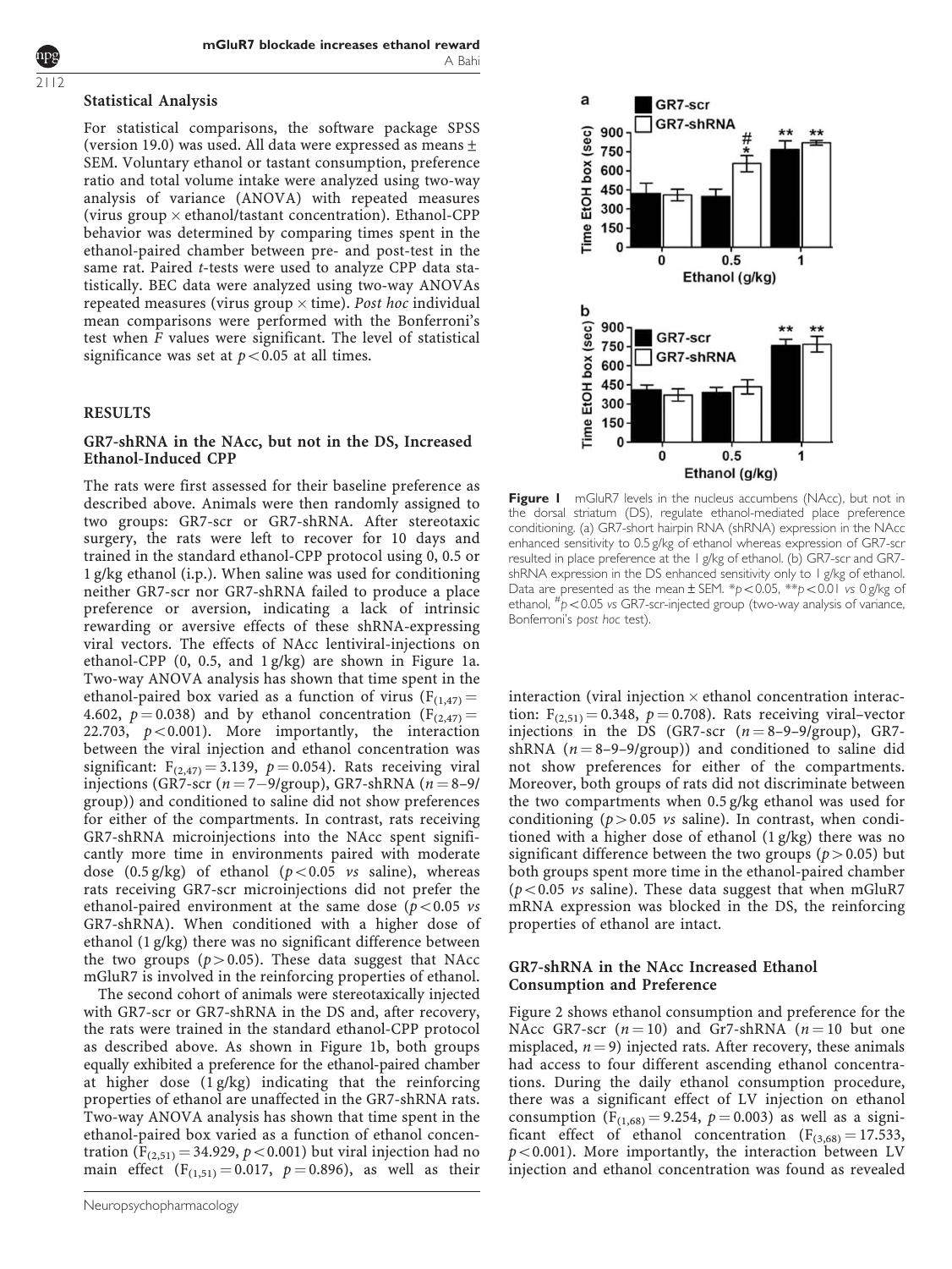### Statistical Analysis

For statistical comparisons, the software package SPSS (version 19.0) was used. All data were expressed as means ± SEM. Voluntary ethanol or tastant consumption, preference ratio and total volume intake were analyzed using two-way analysis of variance (ANOVA) with repeated measures (virus group × ethanol/tastant concentration). Ethanol-CPP behavior was determined by comparing times spent in the ethanol-paired chamber between pre- and post-test in the same rat. Paired *t*-tests were used to analyze CPP data statistically. BEC data were analyzed using two-way ANOVAs repeated measures (virus group × time). *Post hoc* individual mean comparisons were performed with the Bonferroni's test when *F* values were significant. The level of statistical significance was set at $p < 0.05$ at all times.

## RESULTS

### GR7-shRNA in the NAcc, but not in the DS, Increased Ethanol-Induced CPP

The rats were first assessed for their baseline preference as described above. Animals were then randomly assigned to two groups: GR7-scr or GR7-shRNA. After stereotaxic surgery, the rats were left to recover for 10 days and trained in the standard ethanol-CPP protocol using 0, 0.5 or 1 g/kg ethanol (i.p.). When saline was used for conditioning neither GR7-scr nor GR7-shRNA failed to produce a place preference or aversion, indicating a lack of intrinsic rewarding or aversive effects of these shRNA-expressing viral vectors. The effects of NAcc lentiviral-injections on ethanol-CPP (0, 0.5, and 1 g/kg) are shown in Figure 1a. Two-way ANOVA analysis has shown that time spent in the ethanol-paired box varied as a function of virus ($F_{(1,47)} = 4.602$, $p = 0.038$) and by ethanol concentration ($F_{(2,47)} = 22.703$, $p < 0.001$). More importantly, the interaction between the viral injection and ethanol concentration was significant: $F_{(2,47)} = 3.139$, $p = 0.054$). Rats receiving viral injections (GR7-scr ($n = 7$–9/group), GR7-shRNA ($n = 8$–9/group)) and conditioned to saline did not show preferences for either of the compartments. In contrast, rats receiving GR7-shRNA microinjections into the NAcc spent significantly more time in environments paired with moderate dose (0.5 g/kg) of ethanol ($p < 0.05$ *vs* saline), whereas rats receiving GR7-scr microinjections did not prefer the ethanol-paired environment at the same dose ($p < 0.05$ *vs* GR7-shRNA). When conditioned with a higher dose of ethanol (1 g/kg) there was no significant difference between the two groups ($p > 0.05$). These data suggest that NAcc mGluR7 is involved in the reinforcing properties of ethanol.

The second cohort of animals were stereotaxically injected with GR7-scr or GR7-shRNA in the DS and, after recovery, the rats were trained in the standard ethanol-CPP protocol as described above. As shown in Figure 1b, both groups equally exhibited a preference for the ethanol-paired chamber at higher dose (1 g/kg) indicating that the reinforcing properties of ethanol are unaffected in the GR7-shRNA rats. Two-way ANOVA analysis has shown that time spent in the ethanol-paired box varied as a function of ethanol concentration ($F_{(2,51)} = 34.929$, $p < 0.001$) but viral injection had no main effect ($F_{(1,51)} = 0.017$, $p = 0.896$), as well as their interaction (viral injection × ethanol concentration interaction: $F_{(2,51)} = 0.348$, $p = 0.708$). Rats receiving viral–vector injections in the DS (GR7-scr ($n = 8$–9–9/group), GR7-shRNA ($n = 8$–9–9/group)) and conditioned to saline did not show preferences for either of the compartments. Moreover, both groups of rats did not discriminate between the two compartments when 0.5 g/kg ethanol was used for conditioning ($p > 0.05$ *vs* saline). In contrast, when conditioned with a higher dose of ethanol (1 g/kg) there was no significant difference between the two groups ($p > 0.05$) but both groups spent more time in the ethanol-paired chamber ($p < 0.05$ *vs* saline). These data suggest that when mGluR7 mRNA expression was blocked in the DS, the reinforcing properties of ethanol are intact.

**Figure 1** mGluR7 levels in the nucleus accumbens (NAcc), but not in the dorsal striatum (DS), regulate ethanol-mediated place preference conditioning. (a) GR7-short hairpin RNA (shRNA) expression in the NAcc enhanced sensitivity to 0.5 g/kg of ethanol whereas expression of GR7-scr resulted in place preference at the 1 g/kg of ethanol. (b) GR7-scr and GR7-shRNA expression in the DS enhanced sensitivity only to 1 g/kg of ethanol. Data are presented as the mean ± SEM. \*$p < 0.05$, \*\*$p < 0.01$ *vs* 0 g/kg of ethanol, #$p < 0.05$ *vs* GR7-scr-injected group (two-way analysis of variance, Bonferroni's *post hoc* test).

### GR7-shRNA in the NAcc Increased Ethanol Consumption and Preference

Figure 2 shows ethanol consumption and preference for the NAcc GR7-scr ($n = 10$) and Gr7-shRNA ($n = 10$ but one misplaced, $n = 9$) injected rats. After recovery, these animals had access to four different ascending ethanol concentrations. During the daily ethanol consumption procedure, there was a significant effect of LV injection on ethanol consumption ($F_{(1,68)} = 9.254$, $p = 0.003$) as well as a significant effect of ethanol concentration ($F_{(3,68)} = 17.533$, $p < 0.001$). More importantly, the interaction between LV injection and ethanol concentration was found as revealed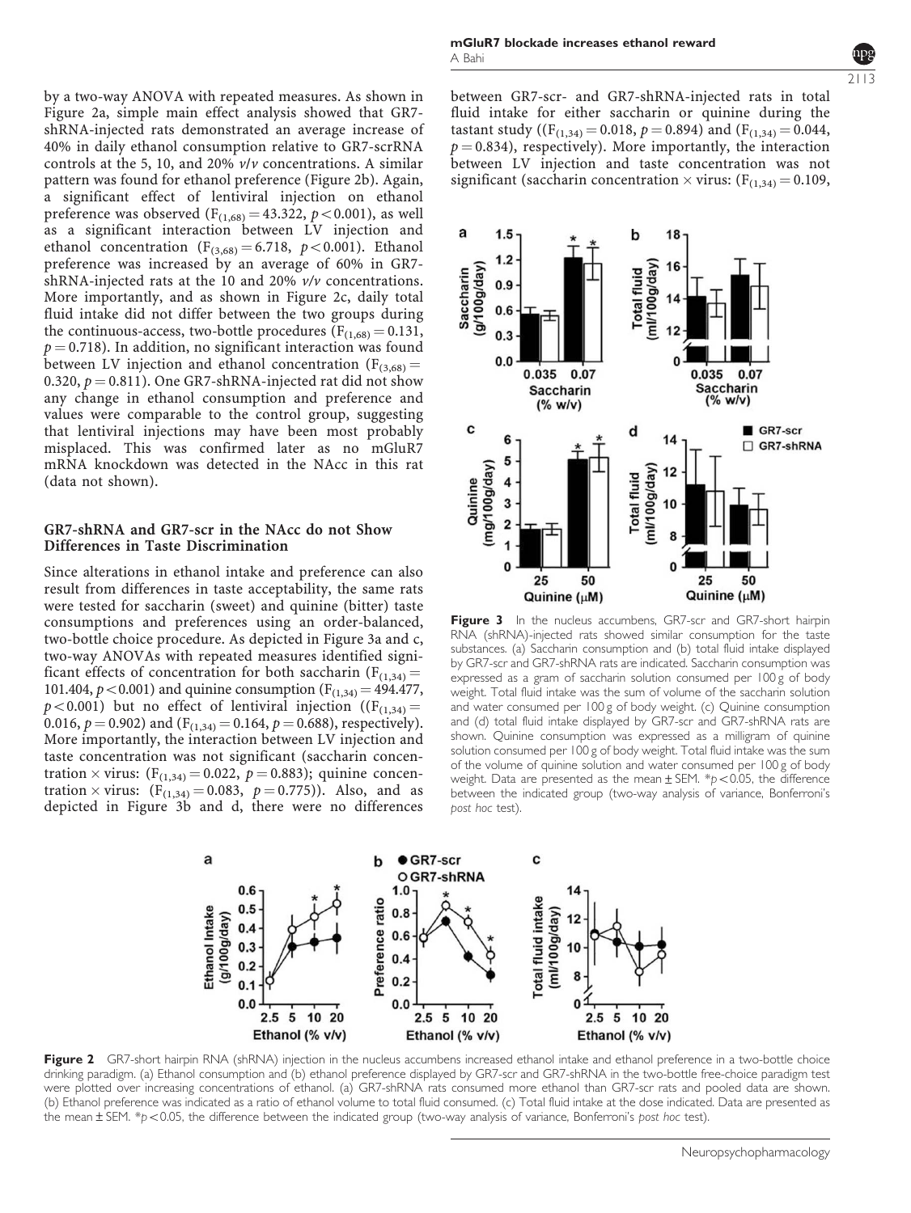by a two-way ANOVA with repeated measures. As shown in Figure 2a, simple main effect analysis showed that GR7-shRNA-injected rats demonstrated an average increase of 40% in daily ethanol consumption relative to GR7-scrRNA controls at the 5, 10, and 20% *v/v* concentrations. A similar pattern was found for ethanol preference (Figure 2b). Again, a significant effect of lentiviral injection on ethanol preference was observed ($F_{(1,68)} = 43.322$, $p < 0.001$), as well as a significant interaction between LV injection and ethanol concentration ($F_{(3,68)} = 6.718$, $p < 0.001$). Ethanol preference was increased by an average of 60% in GR7-shRNA-injected rats at the 10 and 20% *v/v* concentrations. More importantly, and as shown in Figure 2c, daily total fluid intake did not differ between the two groups during the continuous-access, two-bottle procedures ($F_{(1,68)} = 0.131$, $p = 0.718$). In addition, no significant interaction was found between LV injection and ethanol concentration ($F_{(3,68)} = 0.320$, $p = 0.811$). One GR7-shRNA-injected rat did not show any change in ethanol consumption and preference and values were comparable to the control group, suggesting that lentiviral injections may have been most probably misplaced. This was confirmed later as no mGluR7 mRNA knockdown was detected in the NAcc in this rat (data not shown).

## GR7-shRNA and GR7-scr in the NAcc do not Show Differences in Taste Discrimination

Since alterations in ethanol intake and preference can also result from differences in taste acceptability, the same rats were tested for saccharin (sweet) and quinine (bitter) taste consumptions and preferences using an order-balanced, two-bottle choice procedure. As depicted in Figure 3a and c, two-way ANOVAs with repeated measures identified significant effects of concentration for both saccharin ($F_{(1,34)} = 101.404$, $p < 0.001$) and quinine consumption ($F_{(1,34)} = 494.477$, $p < 0.001$) but no effect of lentiviral injection (($F_{(1,34)} = 0.016$, $p = 0.902$) and ($F_{(1,34)} = 0.164$, $p = 0.688$), respectively). More importantly, the interaction between LV injection and taste concentration was not significant (saccharin concentration × virus: ($F_{(1,34)} = 0.022$, $p = 0.883$); quinine concentration × virus: ($F_{(1,34)} = 0.083$, $p = 0.775$)). Also, and as depicted in Figure 3b and d, there were no differences between GR7-scr- and GR7-shRNA-injected rats in total fluid intake for either saccharin or quinine during the tastant study (($F_{(1,34)} = 0.018$, $p = 0.894$) and ($F_{(1,34)} = 0.044$, $p = 0.834$), respectively). More importantly, the interaction between LV injection and taste concentration was not significant (saccharin concentration × virus: ($F_{(1,34)} = 0.109$,

**Figure 3** In the nucleus accumbens, GR7-scr and GR7-short hairpin RNA (shRNA)-injected rats showed similar consumption for the taste substances. (a) Saccharin consumption and (b) total fluid intake displayed by GR7-scr and GR7-shRNA rats are indicated. Saccharin consumption was expressed as a gram of saccharin solution consumed per 100 g of body weight. Total fluid intake was the sum of volume of the saccharin solution and water consumed per 100 g of body weight. (c) Quinine consumption and (d) total fluid intake displayed by GR7-scr and GR7-shRNA rats are shown. Quinine consumption was expressed as a milligram of quinine solution consumed per 100 g of body weight. Total fluid intake was the sum of the volume of quinine solution and water consumed per 100 g of body weight. Data are presented as the mean ± SEM. *$p < 0.05$, the difference between the indicated group (two-way analysis of variance, Bonferroni's *post hoc* test).

**Figure 2** GR7-short hairpin RNA (shRNA) injection in the nucleus accumbens increased ethanol intake and ethanol preference in a two-bottle choice drinking paradigm. (a) Ethanol consumption and (b) ethanol preference displayed by GR7-scr and GR7-shRNA in the two-bottle free-choice paradigm test were plotted over increasing concentrations of ethanol. (a) GR7-shRNA rats consumed more ethanol than GR7-scr rats and pooled data are shown. (b) Ethanol preference was indicated as a ratio of ethanol volume to total fluid consumed. (c) Total fluid intake at the dose indicated. Data are presented as the mean ± SEM. *$p < 0.05$, the difference between the indicated group (two-way analysis of variance, Bonferroni's *post hoc* test).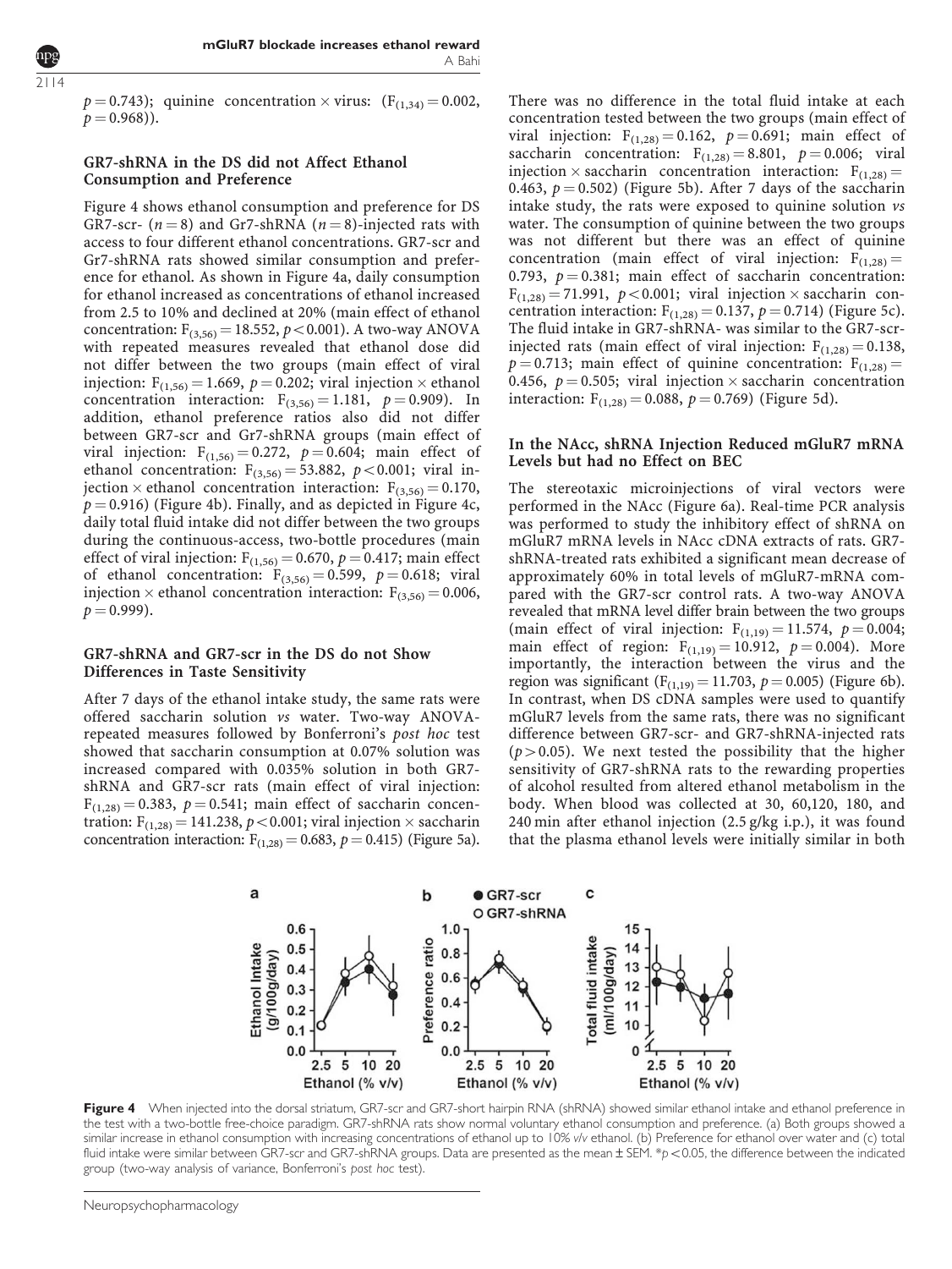$p = 0.743$); quinine concentration × virus: ($F_{(1,34)} = 0.002$, $p = 0.968$)).

### GR7-shRNA in the DS did not Affect Ethanol Consumption and Preference

Figure 4 shows ethanol consumption and preference for DS GR7-scr- ($n = 8$) and Gr7-shRNA ($n = 8$)-injected rats with access to four different ethanol concentrations. GR7-scr and Gr7-shRNA rats showed similar consumption and preference for ethanol. As shown in Figure 4a, daily consumption for ethanol increased as concentrations of ethanol increased from 2.5 to 10% and declined at 20% (main effect of ethanol concentration: $F_{(3,56)} = 18.552$, $p < 0.001$). A two-way ANOVA with repeated measures revealed that ethanol dose did not differ between the two groups (main effect of viral injection: $F_{(1,56)} = 1.669$, $p = 0.202$; viral injection × ethanol concentration interaction: $F_{(3,56)} = 1.181$, $p = 0.909$). In addition, ethanol preference ratios also did not differ between GR7-scr and Gr7-shRNA groups (main effect of viral injection: $F_{(1,56)} = 0.272$, $p = 0.604$; main effect of ethanol concentration: $F_{(3,56)} = 53.882$, $p < 0.001$; viral injection × ethanol concentration interaction: $F_{(3,56)} = 0.170$, $p = 0.916$) (Figure 4b). Finally, and as depicted in Figure 4c, daily total fluid intake did not differ between the two groups during the continuous-access, two-bottle procedures (main effect of viral injection: $F_{(1,56)} = 0.670$, $p = 0.417$; main effect of ethanol concentration: $F_{(3,56)} = 0.599$, $p = 0.618$; viral injection × ethanol concentration interaction: $F_{(3,56)} = 0.006$, $p = 0.999$).

### GR7-shRNA and GR7-scr in the DS do not Show Differences in Taste Sensitivity

After 7 days of the ethanol intake study, the same rats were offered saccharin solution *vs* water. Two-way ANOVA-repeated measures followed by Bonferroni's *post hoc* test showed that saccharin consumption at 0.07% solution was increased compared with 0.035% solution in both GR7-shRNA and GR7-scr rats (main effect of viral injection: $F_{(1,28)} = 0.383$, $p = 0.541$; main effect of saccharin concentration: $F_{(1,28)} = 141.238$, $p < 0.001$; viral injection × saccharin concentration interaction: $F_{(1,28)} = 0.683$, $p = 0.415$) (Figure 5a). There was no difference in the total fluid intake at each concentration tested between the two groups (main effect of viral injection: $F_{(1,28)} = 0.162$, $p = 0.691$; main effect of saccharin concentration: $F_{(1,28)} = 8.801$, $p = 0.006$; viral injection × saccharin concentration interaction: $F_{(1,28)} = 0.463$, $p = 0.502$) (Figure 5b). After 7 days of the saccharin intake study, the rats were exposed to quinine solution *vs* water. The consumption of quinine between the two groups was not different but there was an effect of quinine concentration (main effect of viral injection: $F_{(1,28)} = 0.793$, $p = 0.381$; main effect of saccharin concentration: $F_{(1,28)} = 71.991$, $p < 0.001$; viral injection × saccharin concentration interaction: $F_{(1,28)} = 0.137$, $p = 0.714$) (Figure 5c). The fluid intake in GR7-shRNA- was similar to the GR7-scr-injected rats (main effect of viral injection: $F_{(1,28)} = 0.138$, $p = 0.713$; main effect of quinine concentration: $F_{(1,28)} = 0.456$, $p = 0.505$; viral injection × saccharin concentration interaction: $F_{(1,28)} = 0.088$, $p = 0.769$) (Figure 5d).

### In the NAcc, shRNA Injection Reduced mGluR7 mRNA Levels but had no Effect on BEC

The stereotaxic microinjections of viral vectors were performed in the NAcc (Figure 6a). Real-time PCR analysis was performed to study the inhibitory effect of shRNA on mGluR7 mRNA levels in NAcc cDNA extracts of rats. GR7-shRNA-treated rats exhibited a significant mean decrease of approximately 60% in total levels of mGluR7-mRNA compared with the GR7-scr control rats. A two-way ANOVA revealed that mRNA level differ brain between the two groups (main effect of viral injection: $F_{(1,19)} = 11.574$, $p = 0.004$; main effect of region: $F_{(1,19)} = 10.912$, $p = 0.004$). More importantly, the interaction between the virus and the region was significant ($F_{(1,19)} = 11.703$, $p = 0.005$) (Figure 6b). In contrast, when DS cDNA samples were used to quantify mGluR7 levels from the same rats, there was no significant difference between GR7-scr- and GR7-shRNA-injected rats ($p > 0.05$). We next tested the possibility that the higher sensitivity of GR7-shRNA rats to the rewarding properties of alcohol resulted from altered ethanol metabolism in the body. When blood was collected at 30, 60,120, 180, and 240 min after ethanol injection (2.5 g/kg i.p.), it was found that the plasma ethanol levels were initially similar in both

**Figure 4** When injected into the dorsal striatum, GR7-scr and GR7-short hairpin RNA (shRNA) showed similar ethanol intake and ethanol preference in the test with a two-bottle free-choice paradigm. GR7-shRNA rats show normal voluntary ethanol consumption and preference. (a) Both groups showed a similar increase in ethanol consumption with increasing concentrations of ethanol up to 10% v/v ethanol. (b) Preference for ethanol over water and (c) total fluid intake were similar between GR7-scr and GR7-shRNA groups. Data are presented as the mean ± SEM. *$p < 0.05$, the difference between the indicated group (two-way analysis of variance, Bonferroni's *post hoc* test).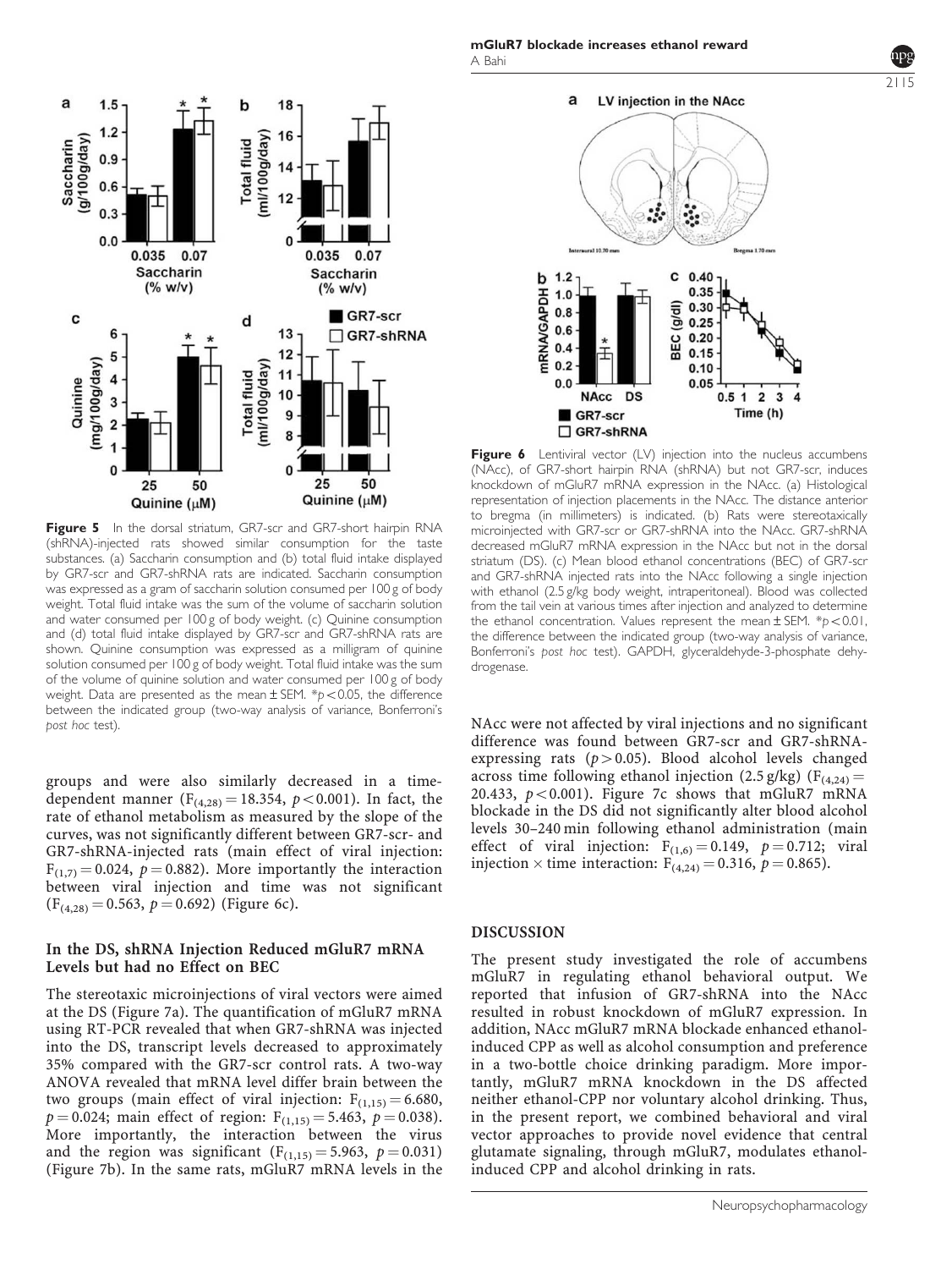**Figure 5** In the dorsal striatum, GR7-scr and GR7-short hairpin RNA (shRNA)-injected rats showed similar consumption for the taste substances. (a) Saccharin consumption and (b) total fluid intake displayed by GR7-scr and GR7-shRNA rats are indicated. Saccharin consumption was expressed as a gram of saccharin solution consumed per 100 g of body weight. Total fluid intake was the sum of the volume of saccharin solution and water consumed per 100 g of body weight. (c) Quinine consumption and (d) total fluid intake displayed by GR7-scr and GR7-shRNA rats are shown. Quinine consumption was expressed as a milligram of quinine solution consumed per 100 g of body weight. Total fluid intake was the sum of the volume of quinine solution and water consumed per 100 g of body weight. Data are presented as the mean ± SEM. $*p < 0.05$, the difference between the indicated group (two-way analysis of variance, Bonferroni's *post hoc* test).

**Figure 6** Lentiviral vector (LV) injection into the nucleus accumbens (NAcc), of GR7-short hairpin RNA (shRNA) but not GR7-scr, induces knockdown of mGluR7 mRNA expression in the NAcc. (a) Histological representation of injection placements in the NAcc. The distance anterior to bregma (in millimeters) is indicated. (b) Rats were stereotaxically microinjected with GR7-scr or GR7-shRNA into the NAcc. GR7-shRNA decreased mGluR7 mRNA expression in the NAcc but not in the dorsal striatum (DS). (c) Mean blood ethanol concentrations (BEC) of GR7-scr and GR7-shRNA injected rats into the NAcc following a single injection with ethanol (2.5 g/kg body weight, intraperitoneal). Blood was collected from the tail vein at various times after injection and analyzed to determine the ethanol concentration. Values represent the mean ± SEM. $*p < 0.01$, the difference between the indicated group (two-way analysis of variance, Bonferroni's *post hoc* test). GAPDH, glyceraldehyde-3-phosphate dehydrogenase.

groups and were also similarly decreased in a time-dependent manner ($F_{(4,28)} = 18.354$, $p < 0.001$). In fact, the rate of ethanol metabolism as measured by the slope of the curves, was not significantly different between GR7-scr- and GR7-shRNA-injected rats (main effect of viral injection: $F_{(1,7)} = 0.024$, $p = 0.882$). More importantly the interaction between viral injection and time was not significant ($F_{(4,28)} = 0.563$, $p = 0.692$) (Figure 6c).

### In the DS, shRNA Injection Reduced mGluR7 mRNA Levels but had no Effect on BEC

The stereotaxic microinjections of viral vectors were aimed at the DS (Figure 7a). The quantification of mGluR7 mRNA using RT-PCR revealed that when GR7-shRNA was injected into the DS, transcript levels decreased to approximately 35% compared with the GR7-scr control rats. A two-way ANOVA revealed that mRNA level differ brain between the two groups (main effect of viral injection: $F_{(1,15)} = 6.680$, $p = 0.024$; main effect of region: $F_{(1,15)} = 5.463$, $p = 0.038$). More importantly, the interaction between the virus and the region was significant ($F_{(1,15)} = 5.963$, $p = 0.031$) (Figure 7b). In the same rats, mGluR7 mRNA levels in the NAcc were not affected by viral injections and no significant difference was found between GR7-scr and GR7-shRNA-expressing rats ($p > 0.05$). Blood alcohol levels changed across time following ethanol injection (2.5 g/kg) ($F_{(4,24)} = 20.433$, $p < 0.001$). Figure 7c shows that mGluR7 mRNA blockade in the DS did not significantly alter blood alcohol levels 30–240 min following ethanol administration (main effect of viral injection: $F_{(1,6)} = 0.149$, $p = 0.712$; viral injection × time interaction: $F_{(4,24)} = 0.316$, $p = 0.865$).

## DISCUSSION

The present study investigated the role of accumbens mGluR7 in regulating ethanol behavioral output. We reported that infusion of GR7-shRNA into the NAcc resulted in robust knockdown of mGluR7 expression. In addition, NAcc mGluR7 mRNA blockade enhanced ethanol-induced CPP as well as alcohol consumption and preference in a two-bottle choice drinking paradigm. More importantly, mGluR7 mRNA knockdown in the DS affected neither ethanol-CPP nor voluntary alcohol drinking. Thus, in the present report, we combined behavioral and viral vector approaches to provide novel evidence that central glutamate signaling, through mGluR7, modulates ethanol-induced CPP and alcohol drinking in rats.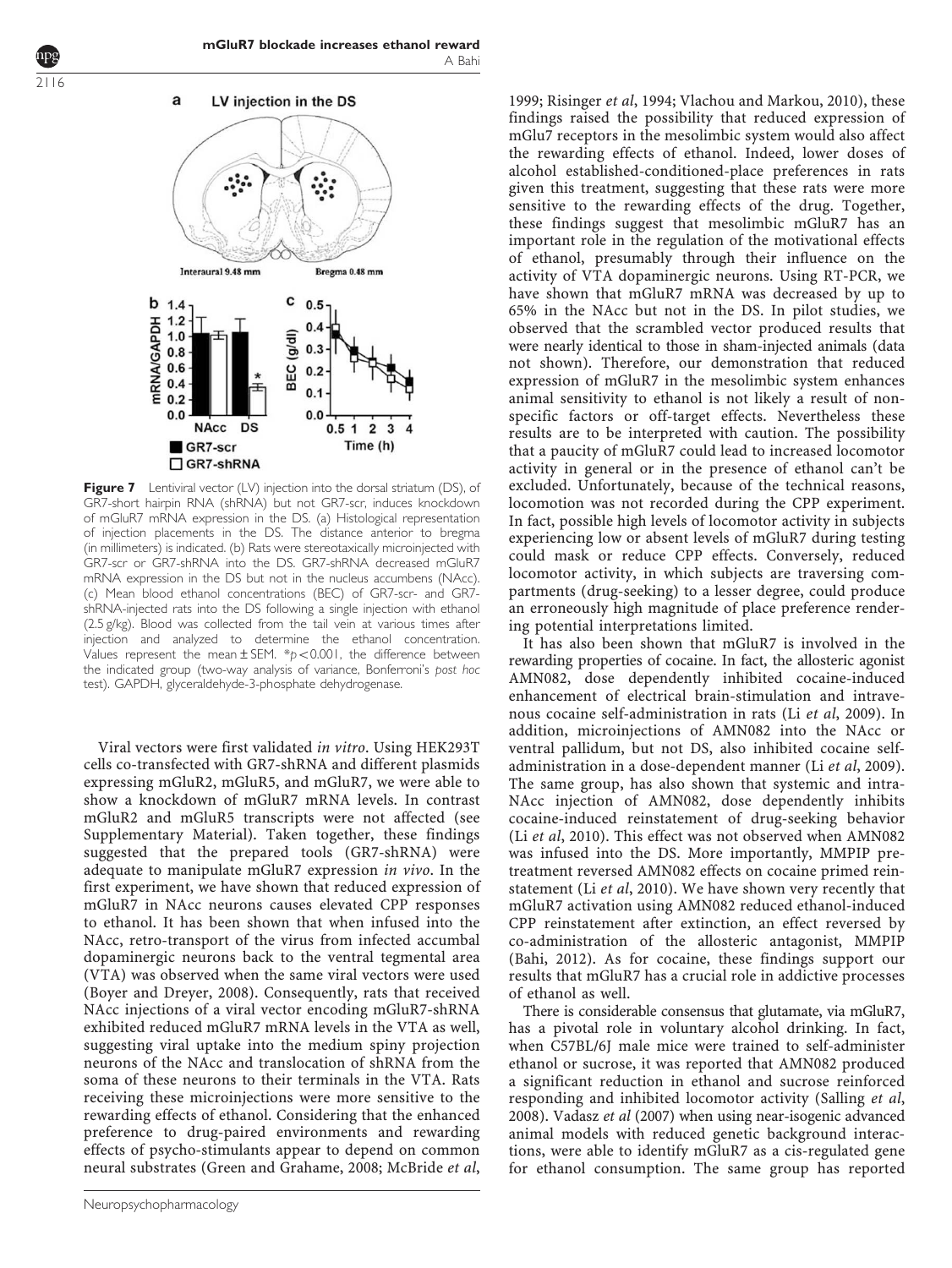**Figure 7** Lentiviral vector (LV) injection into the dorsal striatum (DS), of GR7-short hairpin RNA (shRNA) but not GR7-scr, induces knockdown of mGluR7 mRNA expression in the DS. (a) Histological representation of injection placements in the DS. The distance anterior to bregma (in millimeters) is indicated. (b) Rats were stereotaxically microinjected with GR7-scr or GR7-shRNA into the DS. GR7-shRNA decreased mGluR7 mRNA expression in the DS but not in the nucleus accumbens (NAcc). (c) Mean blood ethanol concentrations (BEC) of GR7-scr- and GR7-shRNA-injected rats into the DS following a single injection with ethanol (2.5 g/kg). Blood was collected from the tail vein at various times after injection and analyzed to determine the ethanol concentration. Values represent the mean ± SEM. *$p < 0.001$, the difference between the indicated group (two-way analysis of variance, Bonferroni's *post hoc* test). GAPDH, glyceraldehyde-3-phosphate dehydrogenase.

Viral vectors were first validated *in vitro*. Using HEK293T cells co-transfected with GR7-shRNA and different plasmids expressing mGluR2, mGluR5, and mGluR7, we were able to show a knockdown of mGluR7 mRNA levels. In contrast mGluR2 and mGluR5 transcripts were not affected (see Supplementary Material). Taken together, these findings suggested that the prepared tools (GR7-shRNA) were adequate to manipulate mGluR7 expression *in vivo*. In the first experiment, we have shown that reduced expression of mGluR7 in NAcc neurons causes elevated CPP responses to ethanol. It has been shown that when infused into the NAcc, retro-transport of the virus from infected accumbal dopaminergic neurons back to the ventral tegmental area (VTA) was observed when the same viral vectors were used (Boyer and Dreyer, 2008). Consequently, rats that received NAcc injections of a viral vector encoding mGluR7-shRNA exhibited reduced mGluR7 mRNA levels in the VTA as well, suggesting viral uptake into the medium spiny projection neurons of the NAcc and translocation of shRNA from the soma of these neurons to their terminals in the VTA. Rats receiving these microinjections were more sensitive to the rewarding effects of ethanol. Considering that the enhanced preference to drug-paired environments and rewarding effects of psycho-stimulants appear to depend on common neural substrates (Green and Grahame, 2008; McBride *et al*, 1999; Risinger *et al*, 1994; Vlachou and Markou, 2010), these findings raised the possibility that reduced expression of mGlu7 receptors in the mesolimbic system would also affect the rewarding effects of ethanol. Indeed, lower doses of alcohol established-conditioned-place preferences in rats given this treatment, suggesting that these rats were more sensitive to the rewarding effects of the drug. Together, these findings suggest that mesolimbic mGluR7 has an important role in the regulation of the motivational effects of ethanol, presumably through their influence on the activity of VTA dopaminergic neurons. Using RT-PCR, we have shown that mGluR7 mRNA was decreased by up to 65% in the NAcc but not in the DS. In pilot studies, we observed that the scrambled vector produced results that were nearly identical to those in sham-injected animals (data not shown). Therefore, our demonstration that reduced expression of mGluR7 in the mesolimbic system enhances animal sensitivity to ethanol is not likely a result of non-specific factors or off-target effects. Nevertheless these results are to be interpreted with caution. The possibility that a paucity of mGluR7 could lead to increased locomotor activity in general or in the presence of ethanol can't be excluded. Unfortunately, because of the technical reasons, locomotion was not recorded during the CPP experiment. In fact, possible high levels of locomotor activity in subjects experiencing low or absent levels of mGluR7 during testing could mask or reduce CPP effects. Conversely, reduced locomotor activity, in which subjects are traversing compartments (drug-seeking) to a lesser degree, could produce an erroneously high magnitude of place preference rendering potential interpretations limited.

It has also been shown that mGluR7 is involved in the rewarding properties of cocaine. In fact, the allosteric agonist AMN082, dose dependently inhibited cocaine-induced enhancement of electrical brain-stimulation and intravenous cocaine self-administration in rats (Li *et al*, 2009). In addition, microinjections of AMN082 into the NAcc or ventral pallidum, but not DS, also inhibited cocaine self-administration in a dose-dependent manner (Li *et al*, 2009). The same group, has also shown that systemic and intra-NAcc injection of AMN082, dose dependently inhibits cocaine-induced reinstatement of drug-seeking behavior (Li *et al*, 2010). This effect was not observed when AMN082 was infused into the DS. More importantly, MMPIP pretreatment reversed AMN082 effects on cocaine primed reinstatement (Li *et al*, 2010). We have shown very recently that mGluR7 activation using AMN082 reduced ethanol-induced CPP reinstatement after extinction, an effect reversed by co-administration of the allosteric antagonist, MMPIP (Bahi, 2012). As for cocaine, these findings support our results that mGluR7 has a crucial role in addictive processes of ethanol as well.

There is considerable consensus that glutamate, via mGluR7, has a pivotal role in voluntary alcohol drinking. In fact, when C57BL/6J male mice were trained to self-administer ethanol or sucrose, it was reported that AMN082 produced a significant reduction in ethanol and sucrose reinforced responding and inhibited locomotor activity (Salling *et al*, 2008). Vadasz *et al* (2007) when using near-isogenic advanced animal models with reduced genetic background interactions, were able to identify mGluR7 as a cis-regulated gene for ethanol consumption. The same group has reported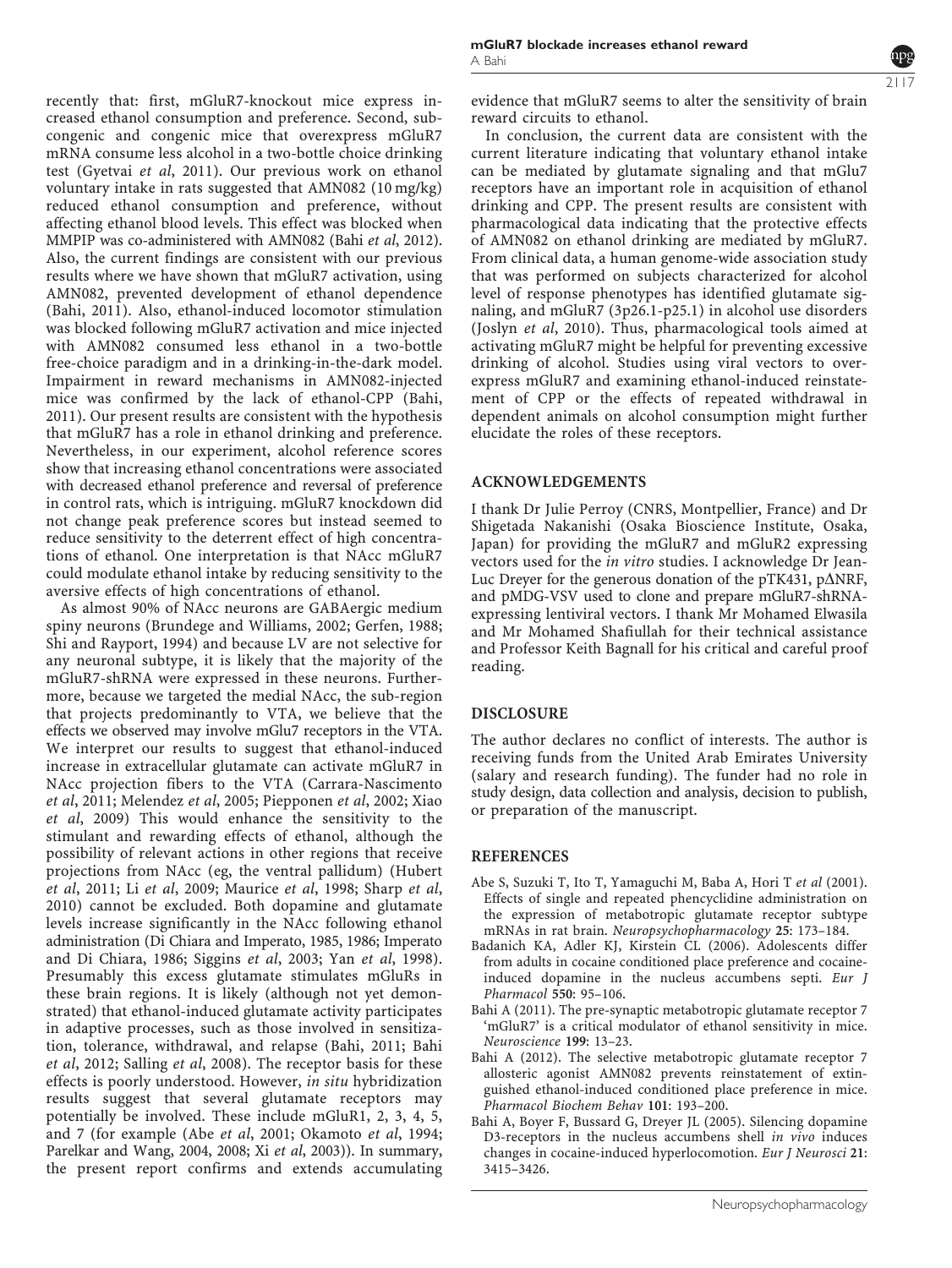recently that: first, mGluR7-knockout mice express increased ethanol consumption and preference. Second, subcongenic and congenic mice that overexpress mGluR7 mRNA consume less alcohol in a two-bottle choice drinking test (Gyetvai *et al*, 2011). Our previous work on ethanol voluntary intake in rats suggested that AMN082 (10 mg/kg) reduced ethanol consumption and preference, without affecting ethanol blood levels. This effect was blocked when MMPIP was co-administered with AMN082 (Bahi *et al*, 2012). Also, the current findings are consistent with our previous results where we have shown that mGluR7 activation, using AMN082, prevented development of ethanol dependence (Bahi, 2011). Also, ethanol-induced locomotor stimulation was blocked following mGluR7 activation and mice injected with AMN082 consumed less ethanol in a two-bottle free-choice paradigm and in a drinking-in-the-dark model. Impairment in reward mechanisms in AMN082-injected mice was confirmed by the lack of ethanol-CPP (Bahi, 2011). Our present results are consistent with the hypothesis that mGluR7 has a role in ethanol drinking and preference. Nevertheless, in our experiment, alcohol reference scores show that increasing ethanol concentrations were associated with decreased ethanol preference and reversal of preference in control rats, which is intriguing. mGluR7 knockdown did not change peak preference scores but instead seemed to reduce sensitivity to the deterrent effect of high concentrations of ethanol. One interpretation is that NAcc mGluR7 could modulate ethanol intake by reducing sensitivity to the aversive effects of high concentrations of ethanol.

As almost 90% of NAcc neurons are GABAergic medium spiny neurons (Brundege and Williams, 2002; Gerfen, 1988; Shi and Rayport, 1994) and because LV are not selective for any neuronal subtype, it is likely that the majority of the mGluR7-shRNA were expressed in these neurons. Furthermore, because we targeted the medial NAcc, the sub-region that projects predominantly to VTA, we believe that the effects we observed may involve mGlu7 receptors in the VTA. We interpret our results to suggest that ethanol-induced increase in extracellular glutamate can activate mGluR7 in NAcc projection fibers to the VTA (Carrara-Nascimento *et al*, 2011; Melendez *et al*, 2005; Piepponen *et al*, 2002; Xiao *et al*, 2009) This would enhance the sensitivity to the stimulant and rewarding effects of ethanol, although the possibility of relevant actions in other regions that receive projections from NAcc (eg, the ventral pallidum) (Hubert *et al*, 2011; Li *et al*, 2009; Maurice *et al*, 1998; Sharp *et al*, 2010) cannot be excluded. Both dopamine and glutamate levels increase significantly in the NAcc following ethanol administration (Di Chiara and Imperato, 1985, 1986; Imperato and Di Chiara, 1986; Siggins *et al*, 2003; Yan *et al*, 1998). Presumably this excess glutamate stimulates mGluRs in these brain regions. It is likely (although not yet demonstrated) that ethanol-induced glutamate activity participates in adaptive processes, such as those involved in sensitization, tolerance, withdrawal, and relapse (Bahi, 2011; Bahi *et al*, 2012; Salling *et al*, 2008). The receptor basis for these effects is poorly understood. However, *in situ* hybridization results suggest that several glutamate receptors may potentially be involved. These include mGluR1, 2, 3, 4, 5, and 7 (for example (Abe *et al*, 2001; Okamoto *et al*, 1994; Parelkar and Wang, 2004, 2008; Xi *et al*, 2003)). In summary, the present report confirms and extends accumulating evidence that mGluR7 seems to alter the sensitivity of brain reward circuits to ethanol.

In conclusion, the current data are consistent with the current literature indicating that voluntary ethanol intake can be mediated by glutamate signaling and that mGlu7 receptors have an important role in acquisition of ethanol drinking and CPP. The present results are consistent with pharmacological data indicating that the protective effects of AMN082 on ethanol drinking are mediated by mGluR7. From clinical data, a human genome-wide association study that was performed on subjects characterized for alcohol level of response phenotypes has identified glutamate signaling, and mGluR7 (3p26.1-p25.1) in alcohol use disorders (Joslyn *et al*, 2010). Thus, pharmacological tools aimed at activating mGluR7 might be helpful for preventing excessive drinking of alcohol. Studies using viral vectors to overexpress mGluR7 and examining ethanol-induced reinstatement of CPP or the effects of repeated withdrawal in dependent animals on alcohol consumption might further elucidate the roles of these receptors.

## ACKNOWLEDGEMENTS

I thank Dr Julie Perroy (CNRS, Montpellier, France) and Dr Shigetada Nakanishi (Osaka Bioscience Institute, Osaka, Japan) for providing the mGluR7 and mGluR2 expressing vectors used for the *in vitro* studies. I acknowledge Dr Jean-Luc Dreyer for the generous donation of the pTK431, pΔNRF, and pMDG-VSV used to clone and prepare mGluR7-shRNA-expressing lentiviral vectors. I thank Mr Mohamed Elwasila and Mr Mohamed Shafiullah for their technical assistance and Professor Keith Bagnall for his critical and careful proof reading.

## DISCLOSURE

The author declares no conflict of interests. The author is receiving funds from the United Arab Emirates University (salary and research funding). The funder had no role in study design, data collection and analysis, decision to publish, or preparation of the manuscript.

## REFERENCES

Abe S, Suzuki T, Ito T, Yamaguchi M, Baba A, Hori T *et al* (2001). Effects of single and repeated phencyclidine administration on the expression of metabotropic glutamate receptor subtype mRNAs in rat brain. *Neuropsychopharmacology* **25**: 173–184.

Badanich KA, Adler KJ, Kirstein CL (2006). Adolescents differ from adults in cocaine conditioned place preference and cocaine-induced dopamine in the nucleus accumbens septi. *Eur J Pharmacol* **550**: 95–106.

Bahi A (2011). The pre-synaptic metabotropic glutamate receptor 7 'mGluR7' is a critical modulator of ethanol sensitivity in mice. *Neuroscience* **199**: 13–23.

Bahi A (2012). The selective metabotropic glutamate receptor 7 allosteric agonist AMN082 prevents reinstatement of extinguished ethanol-induced conditioned place preference in mice. *Pharmacol Biochem Behav* **101**: 193–200.

Bahi A, Boyer F, Bussard G, Dreyer JL (2005). Silencing dopamine D3-receptors in the nucleus accumbens shell *in vivo* induces changes in cocaine-induced hyperlocomotion. *Eur J Neurosci* **21**: 3415–3426.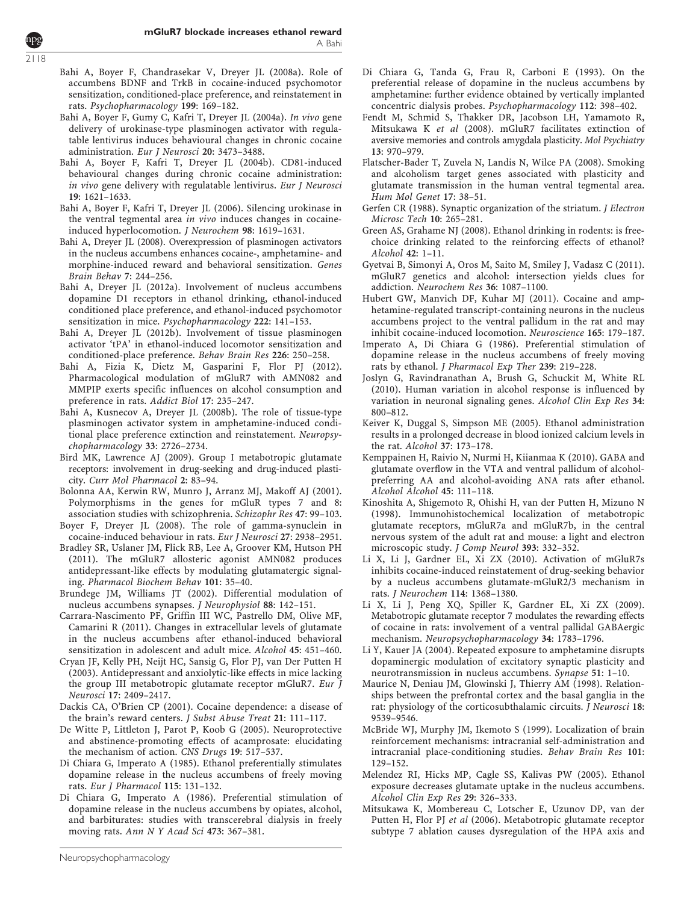Bahi A, Boyer F, Chandrasekar V, Dreyer JL (2008a). Role of accumbens BDNF and TrkB in cocaine-induced psychomotor sensitization, conditioned-place preference, and reinstatement in rats. *Psychopharmacology* **199**: 169–182.

Bahi A, Boyer F, Gumy C, Kafri T, Dreyer JL (2004a). *In vivo* gene delivery of urokinase-type plasminogen activator with regulatable lentivirus induces behavioural changes in chronic cocaine administration. *Eur J Neurosci* **20**: 3473–3488.

Bahi A, Boyer F, Kafri T, Dreyer JL (2004b). CD81-induced behavioural changes during chronic cocaine administration: *in vivo* gene delivery with regulatable lentivirus. *Eur J Neurosci* **19**: 1621–1633.

Bahi A, Boyer F, Kafri T, Dreyer JL (2006). Silencing urokinase in the ventral tegmental area *in vivo* induces changes in cocaine-induced hyperlocomotion. *J Neurochem* **98**: 1619–1631.

Bahi A, Dreyer JL (2008). Overexpression of plasminogen activators in the nucleus accumbens enhances cocaine-, amphetamine- and morphine-induced reward and behavioral sensitization. *Genes Brain Behav* **7**: 244–256.

Bahi A, Dreyer JL (2012a). Involvement of nucleus accumbens dopamine D1 receptors in ethanol drinking, ethanol-induced conditioned place preference, and ethanol-induced psychomotor sensitization in mice. *Psychopharmacology* **222**: 141–153.

Bahi A, Dreyer JL (2012b). Involvement of tissue plasminogen activator 'tPA' in ethanol-induced locomotor sensitization and conditioned-place preference. *Behav Brain Res* **226**: 250–258.

Bahi A, Fizia K, Dietz M, Gasparini F, Flor PJ (2012). Pharmacological modulation of mGluR7 with AMN082 and MMPIP exerts specific influences on alcohol consumption and preference in rats. *Addict Biol* **17**: 235–247.

Bahi A, Kusnecov A, Dreyer JL (2008b). The role of tissue-type plasminogen activator system in amphetamine-induced conditional place preference extinction and reinstatement. *Neuropsychopharmacology* **33**: 2726–2734.

Bird MK, Lawrence AJ (2009). Group I metabotropic glutamate receptors: involvement in drug-seeking and drug-induced plasticity. *Curr Mol Pharmacol* **2**: 83–94.

Bolonna AA, Kerwin RW, Munro J, Arranz MJ, Makoff AJ (2001). Polymorphisms in the genes for mGluR types 7 and 8: association studies with schizophrenia. *Schizophr Res* **47**: 99–103.

Boyer F, Dreyer JL (2008). The role of gamma-synuclein in cocaine-induced behaviour in rats. *Eur J Neurosci* **27**: 2938–2951.

Bradley SR, Uslaner JM, Flick RB, Lee A, Groover KM, Hutson PH (2011). The mGluR7 allosteric agonist AMN082 produces antidepressant-like effects by modulating glutamatergic signaling. *Pharmacol Biochem Behav* **101**: 35–40.

Brundege JM, Williams JT (2002). Differential modulation of nucleus accumbens synapses. *J Neurophysiol* **88**: 142–151.

Carrara-Nascimento PF, Griffin III WC, Pastrello DM, Olive MF, Camarini R (2011). Changes in extracellular levels of glutamate in the nucleus accumbens after ethanol-induced behavioral sensitization in adolescent and adult mice. *Alcohol* **45**: 451–460.

Cryan JF, Kelly PH, Neijt HC, Sansig G, Flor PJ, van Der Putten H (2003). Antidepressant and anxiolytic-like effects in mice lacking the group III metabotropic glutamate receptor mGluR7. *Eur J Neurosci* **17**: 2409–2417.

Dackis CA, O'Brien CP (2001). Cocaine dependence: a disease of the brain's reward centers. *J Subst Abuse Treat* **21**: 111–117.

De Witte P, Littleton J, Parot P, Koob G (2005). Neuroprotective and abstinence-promoting effects of acamprosate: elucidating the mechanism of action. *CNS Drugs* **19**: 517–537.

Di Chiara G, Imperato A (1985). Ethanol preferentially stimulates dopamine release in the nucleus accumbens of freely moving rats. *Eur J Pharmacol* **115**: 131–132.

Di Chiara G, Imperato A (1986). Preferential stimulation of dopamine release in the nucleus accumbens by opiates, alcohol, and barbiturates: studies with transcerebral dialysis in freely moving rats. *Ann N Y Acad Sci* **473**: 367–381.

Di Chiara G, Tanda G, Frau R, Carboni E (1993). On the preferential release of dopamine in the nucleus accumbens by amphetamine: further evidence obtained by vertically implanted concentric dialysis probes. *Psychopharmacology* **112**: 398–402.

Fendt M, Schmid S, Thakker DR, Jacobson LH, Yamamoto R, Mitsukawa K *et al* (2008). mGluR7 facilitates extinction of aversive memories and controls amygdala plasticity. *Mol Psychiatry* **13**: 970–979.

Flatscher-Bader T, Zuvela N, Landis N, Wilce PA (2008). Smoking and alcoholism target genes associated with plasticity and glutamate transmission in the human ventral tegmental area. *Hum Mol Genet* **17**: 38–51.

Gerfen CR (1988). Synaptic organization of the striatum. *J Electron Microsc Tech* **10**: 265–281.

Green AS, Grahame NJ (2008). Ethanol drinking in rodents: is free-choice drinking related to the reinforcing effects of ethanol? *Alcohol* **42**: 1–11.

Gyetvai B, Simonyi A, Oros M, Saito M, Smiley J, Vadasz C (2011). mGluR7 genetics and alcohol: intersection yields clues for addiction. *Neurochem Res* **36**: 1087–1100.

Hubert GW, Manvich DF, Kuhar MJ (2011). Cocaine and amphetamine-regulated transcript-containing neurons in the nucleus accumbens project to the ventral pallidum in the rat and may inhibit cocaine-induced locomotion. *Neuroscience* **165**: 179–187.

Imperato A, Di Chiara G (1986). Preferential stimulation of dopamine release in the nucleus accumbens of freely moving rats by ethanol. *J Pharmacol Exp Ther* **239**: 219–228.

Joslyn G, Ravindranathan A, Brush G, Schuckit M, White RL (2010). Human variation in alcohol response is influenced by variation in neuronal signaling genes. *Alcohol Clin Exp Res* **34**: 800–812.

Keiver K, Duggal S, Simpson ME (2005). Ethanol administration results in a prolonged decrease in blood ionized calcium levels in the rat. *Alcohol* **37**: 173–178.

Kemppainen H, Raivio N, Nurmi H, Kiianmaa K (2010). GABA and glutamate overflow in the VTA and ventral pallidum of alcohol-preferring AA and alcohol-avoiding ANA rats after ethanol. *Alcohol Alcohol* **45**: 111–118.

Kinoshita A, Shigemoto R, Ohishi H, van der Putten H, Mizuno N (1998). Immunohistochemical localization of metabotropic glutamate receptors, mGluR7a and mGluR7b, in the central nervous system of the adult rat and mouse: a light and electron microscopic study. *J Comp Neurol* **393**: 332–352.

Li X, Li J, Gardner EL, Xi ZX (2010). Activation of mGluR7s inhibits cocaine-induced reinstatement of drug-seeking behavior by a nucleus accumbens glutamate-mGluR2/3 mechanism in rats. *J Neurochem* **114**: 1368–1380.

Li X, Li J, Peng XQ, Spiller K, Gardner EL, Xi ZX (2009). Metabotropic glutamate receptor 7 modulates the rewarding effects of cocaine in rats: involvement of a ventral pallidal GABAergic mechanism. *Neuropsychopharmacology* **34**: 1783–1796.

Li Y, Kauer JA (2004). Repeated exposure to amphetamine disrupts dopaminergic modulation of excitatory synaptic plasticity and neurotransmission in nucleus accumbens. *Synapse* **51**: 1–10.

Maurice N, Deniau JM, Glowinski J, Thierry AM (1998). Relationships between the prefrontal cortex and the basal ganglia in the rat: physiology of the corticosubthalamic circuits. *J Neurosci* **18**: 9539–9546.

McBride WJ, Murphy JM, Ikemoto S (1999). Localization of brain reinforcement mechanisms: intracranial self-administration and intracranial place-conditioning studies. *Behav Brain Res* **101**: 129–152.

Melendez RI, Hicks MP, Cagle SS, Kalivas PW (2005). Ethanol exposure decreases glutamate uptake in the nucleus accumbens. *Alcohol Clin Exp Res* **29**: 326–333.

Mitsukawa K, Mombereau C, Lotscher E, Uzunov DP, van der Putten H, Flor PJ *et al* (2006). Metabotropic glutamate receptor subtype 7 ablation causes dysregulation of the HPA axis and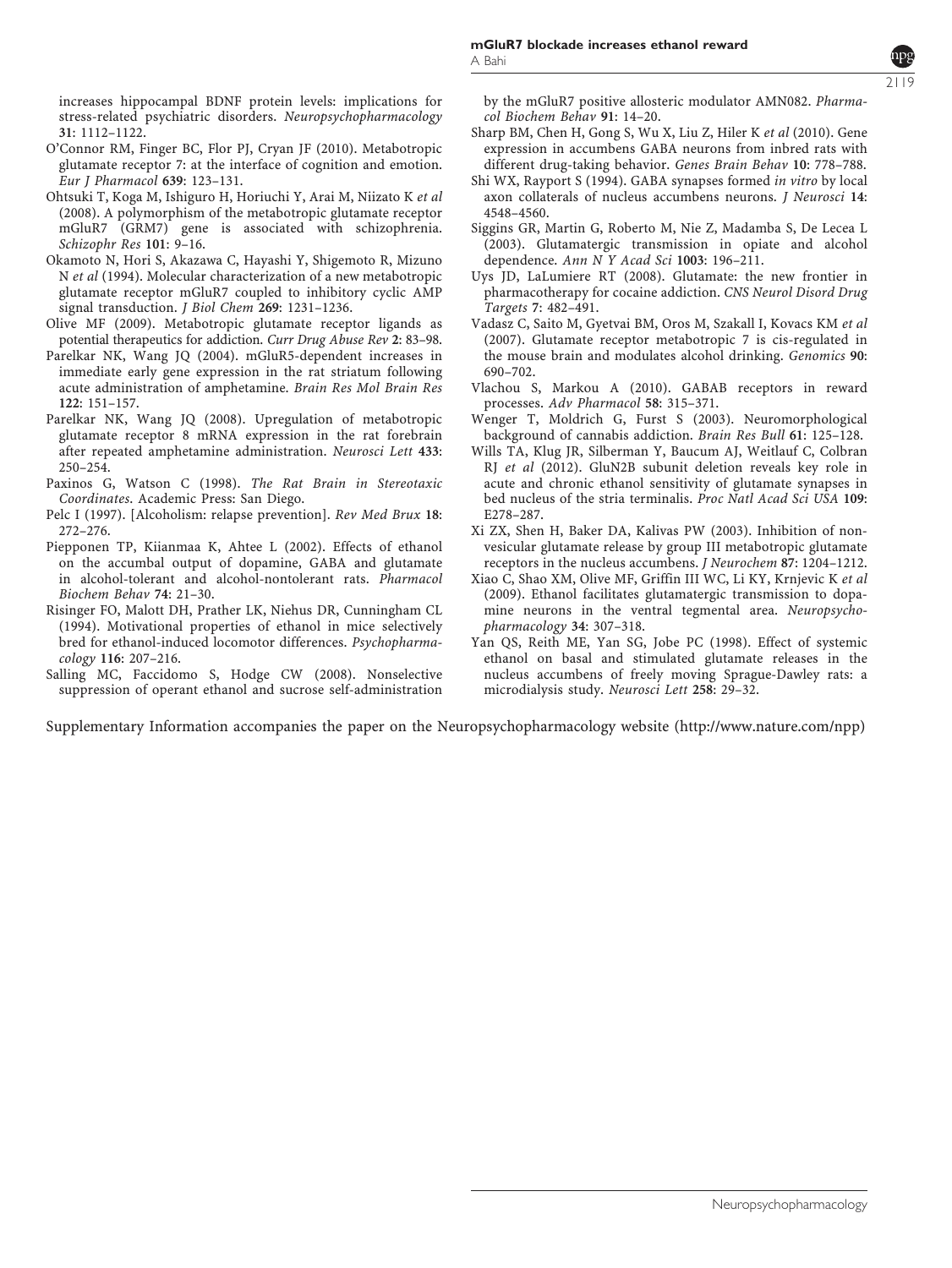increases hippocampal BDNF protein levels: implications for stress-related psychiatric disorders. *Neuropsychopharmacology* **31**: 1112–1122.

O'Connor RM, Finger BC, Flor PJ, Cryan JF (2010). Metabotropic glutamate receptor 7: at the interface of cognition and emotion. *Eur J Pharmacol* **639**: 123–131.

Ohtsuki T, Koga M, Ishiguro H, Horiuchi Y, Arai M, Niizato K *et al* (2008). A polymorphism of the metabotropic glutamate receptor mGluR7 (GRM7) gene is associated with schizophrenia. *Schizophr Res* **101**: 9–16.

Okamoto N, Hori S, Akazawa C, Hayashi Y, Shigemoto R, Mizuno N *et al* (1994). Molecular characterization of a new metabotropic glutamate receptor mGluR7 coupled to inhibitory cyclic AMP signal transduction. *J Biol Chem* **269**: 1231–1236.

Olive MF (2009). Metabotropic glutamate receptor ligands as potential therapeutics for addiction. *Curr Drug Abuse Rev* **2**: 83–98.

Parelkar NK, Wang JQ (2004). mGluR5-dependent increases in immediate early gene expression in the rat striatum following acute administration of amphetamine. *Brain Res Mol Brain Res* **122**: 151–157.

Parelkar NK, Wang JQ (2008). Upregulation of metabotropic glutamate receptor 8 mRNA expression in the rat forebrain after repeated amphetamine administration. *Neurosci Lett* **433**: 250–254.

Paxinos G, Watson C (1998). *The Rat Brain in Stereotaxic Coordinates*. Academic Press: San Diego.

Pelc I (1997). [Alcoholism: relapse prevention]. *Rev Med Brux* **18**: 272–276.

Piepponen TP, Kiianmaa K, Ahtee L (2002). Effects of ethanol on the accumbal output of dopamine, GABA and glutamate in alcohol-tolerant and alcohol-nontolerant rats. *Pharmacol Biochem Behav* **74**: 21–30.

Risinger FO, Malott DH, Prather LK, Niehus DR, Cunningham CL (1994). Motivational properties of ethanol in mice selectively bred for ethanol-induced locomotor differences. *Psychopharmacology* **116**: 207–216.

Salling MC, Faccidomo S, Hodge CW (2008). Nonselective suppression of operant ethanol and sucrose self-administration by the mGluR7 positive allosteric modulator AMN082. *Pharmacol Biochem Behav* **91**: 14–20.

Sharp BM, Chen H, Gong S, Wu X, Liu Z, Hiler K *et al* (2010). Gene expression in accumbens GABA neurons from inbred rats with different drug-taking behavior. *Genes Brain Behav* **10**: 778–788.

Shi WX, Rayport S (1994). GABA synapses formed *in vitro* by local axon collaterals of nucleus accumbens neurons. *J Neurosci* **14**: 4548–4560.

Siggins GR, Martin G, Roberto M, Nie Z, Madamba S, De Lecea L (2003). Glutamatergic transmission in opiate and alcohol dependence. *Ann N Y Acad Sci* **1003**: 196–211.

Uys JD, LaLumiere RT (2008). Glutamate: the new frontier in pharmacotherapy for cocaine addiction. *CNS Neurol Disord Drug Targets* **7**: 482–491.

Vadasz C, Saito M, Gyetvai BM, Oros M, Szakall I, Kovacs KM *et al* (2007). Glutamate receptor metabotropic 7 is cis-regulated in the mouse brain and modulates alcohol drinking. *Genomics* **90**: 690–702.

Vlachou S, Markou A (2010). GABAB receptors in reward processes. *Adv Pharmacol* **58**: 315–371.

Wenger T, Moldrich G, Furst S (2003). Neuromorphological background of cannabis addiction. *Brain Res Bull* **61**: 125–128.

Wills TA, Klug JR, Silberman Y, Baucum AJ, Weitlauf C, Colbran RJ *et al* (2012). GluN2B subunit deletion reveals key role in acute and chronic ethanol sensitivity of glutamate synapses in bed nucleus of the stria terminalis. *Proc Natl Acad Sci USA* **109**: E278–287.

Xi ZX, Shen H, Baker DA, Kalivas PW (2003). Inhibition of non-vesicular glutamate release by group III metabotropic glutamate receptors in the nucleus accumbens. *J Neurochem* **87**: 1204–1212.

Xiao C, Shao XM, Olive MF, Griffin III WC, Li KY, Krnjevic K *et al* (2009). Ethanol facilitates glutamatergic transmission to dopamine neurons in the ventral tegmental area. *Neuropsychopharmacology* **34**: 307–318.

Yan QS, Reith ME, Yan SG, Jobe PC (1998). Effect of systemic ethanol on basal and stimulated glutamate releases in the nucleus accumbens of freely moving Sprague-Dawley rats: a microdialysis study. *Neurosci Lett* **258**: 29–32.

Supplementary Information accompanies the paper on the Neuropsychopharmacology website (http://www.nature.com/npp)